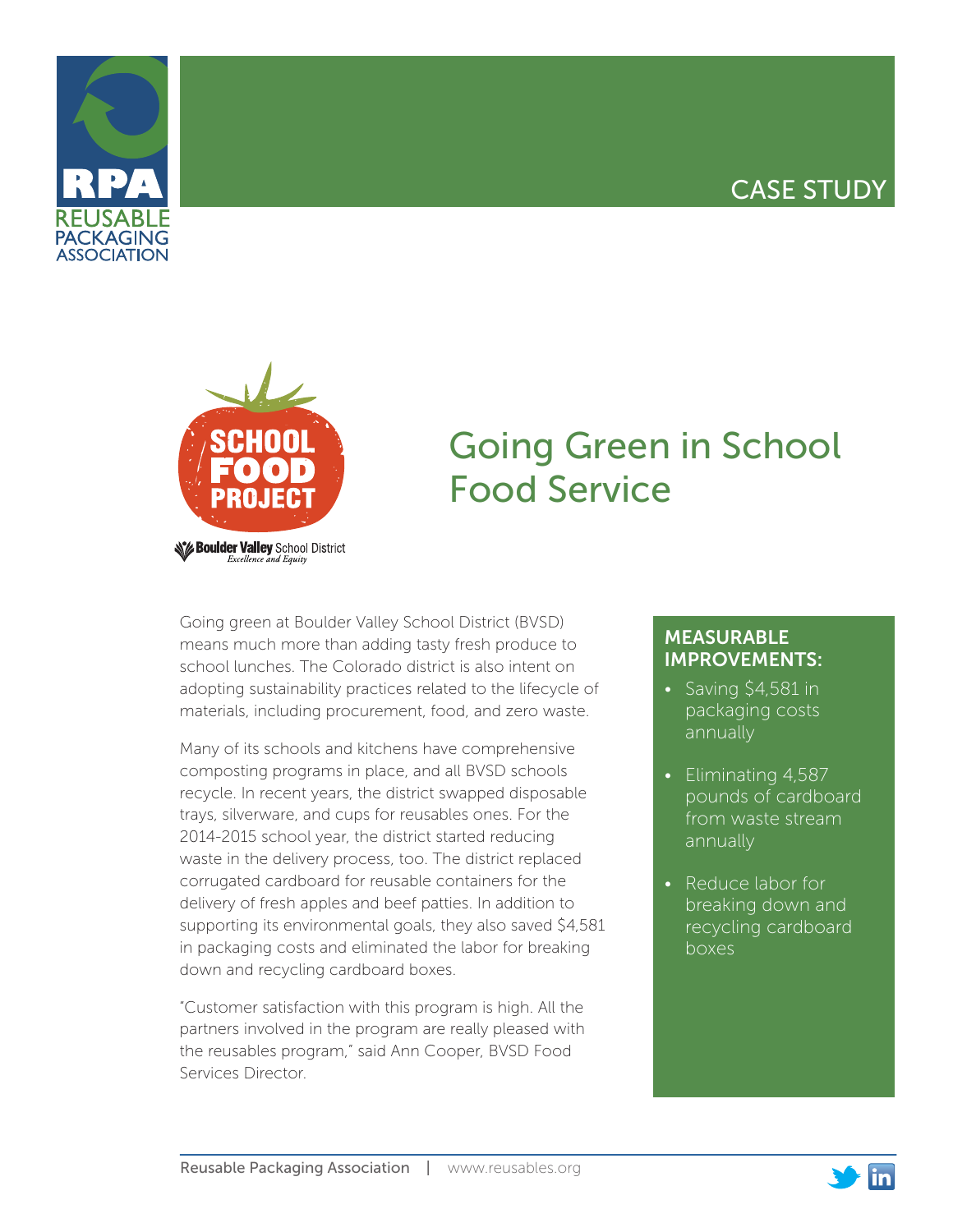CASE STUDY

# Going Green in School Food Service

Going green at Boulder Valley School District (BVSD) means much more than adding tasty fresh produce to school lunches. The Colorado district is also intent on adopting sustainability practices related to the lifecycle of materials, including procurement, food, and zero waste.

Many of its schools and kitchens have comprehensive composting programs in place, and all BVSD schools recycle. In recent years, the district swapped disposable trays, silverware, and cups for reusables ones. For the 2014-2015 school year, the district started reducing waste in the delivery process, too. The district replaced corrugated cardboard for reusable containers for the delivery of fresh apples and beef patties. In addition to supporting its environmental goals, they also saved $4,581 in packaging costs and eliminated the labor for breaking down and recycling cardboard boxes.

"Customer satisfaction with this program is high. All the partners involved in the program are really pleased with the reusables program," said Ann Cooper, BVSD Food Services Director.

## MEASURABLE IMPROVEMENTS:

- Saving $4,581 in packaging costs annually
- Eliminating 4,587 pounds of cardboard from waste stream annually
- Reduce labor for breaking down and recycling cardboard boxes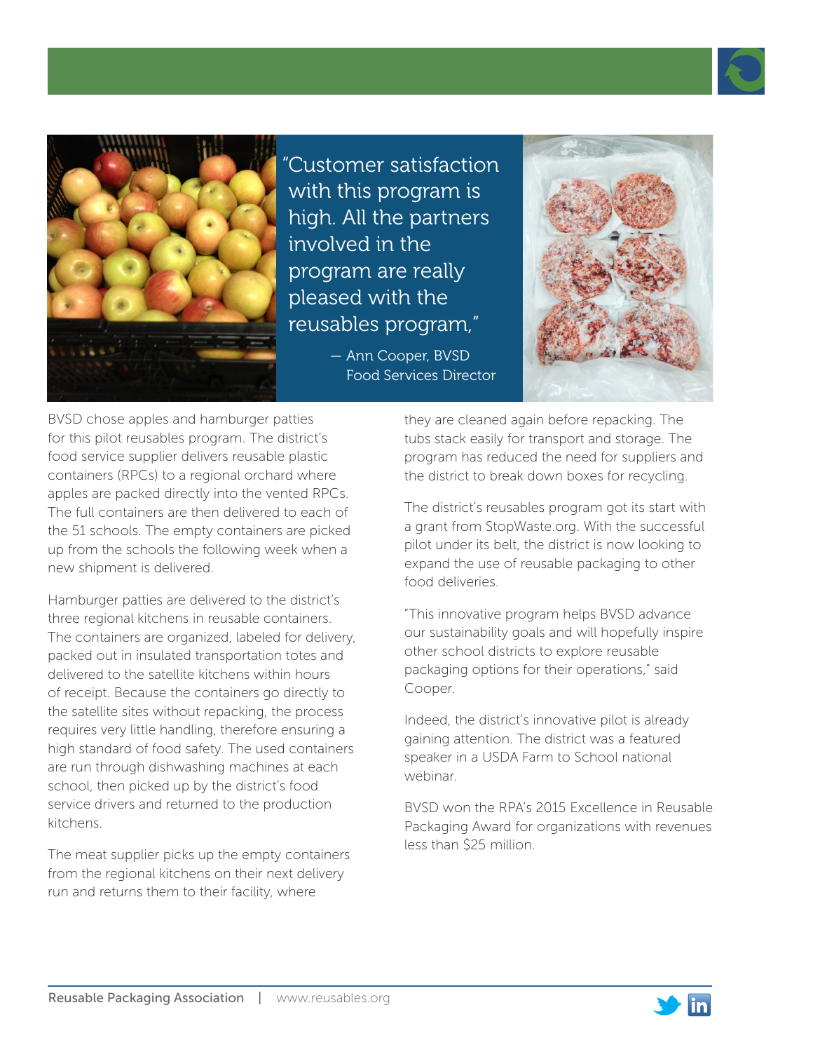> "Customer satisfaction with this program is high. All the partners involved in the program are really pleased with the reusables program,"
>
> — Ann Cooper, BVSD Food Services Director

BVSD chose apples and hamburger patties for this pilot reusables program. The district's food service supplier delivers reusable plastic containers (RPCs) to a regional orchard where apples are packed directly into the vented RPCs. The full containers are then delivered to each of the 51 schools. The empty containers are picked up from the schools the following week when a new shipment is delivered.

Hamburger patties are delivered to the district's three regional kitchens in reusable containers. The containers are organized, labeled for delivery, packed out in insulated transportation totes and delivered to the satellite kitchens within hours of receipt. Because the containers go directly to the satellite sites without repacking, the process requires very little handling, therefore ensuring a high standard of food safety. The used containers are run through dishwashing machines at each school, then picked up by the district's food service drivers and returned to the production kitchens.

The meat supplier picks up the empty containers from the regional kitchens on their next delivery run and returns them to their facility, where they are cleaned again before repacking. The tubs stack easily for transport and storage. The program has reduced the need for suppliers and the district to break down boxes for recycling.

The district's reusables program got its start with a grant from StopWaste.org. With the successful pilot under its belt, the district is now looking to expand the use of reusable packaging to other food deliveries.

"This innovative program helps BVSD advance our sustainability goals and will hopefully inspire other school districts to explore reusable packaging options for their operations," said Cooper.

Indeed, the district's innovative pilot is already gaining attention. The district was a featured speaker in a USDA Farm to School national webinar.

BVSD won the RPA's 2015 Excellence in Reusable Packaging Award for organizations with revenues less than $25 million.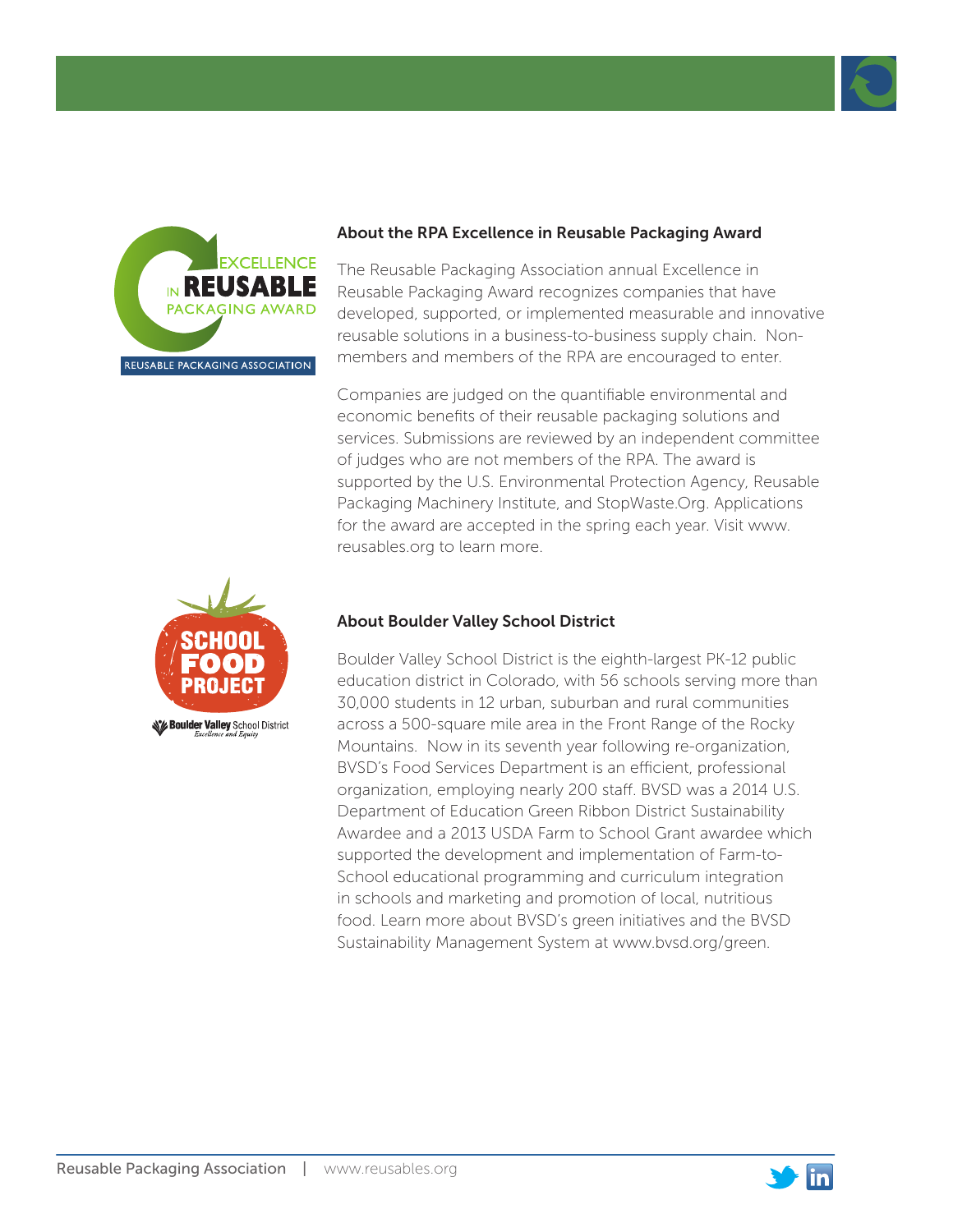## About the RPA Excellence in Reusable Packaging Award

The Reusable Packaging Association annual Excellence in Reusable Packaging Award recognizes companies that have developed, supported, or implemented measurable and innovative reusable solutions in a business-to-business supply chain. Non-members and members of the RPA are encouraged to enter.

Companies are judged on the quantifiable environmental and economic benefits of their reusable packaging solutions and services. Submissions are reviewed by an independent committee of judges who are not members of the RPA. The award is supported by the U.S. Environmental Protection Agency, Reusable Packaging Machinery Institute, and StopWaste.Org. Applications for the award are accepted in the spring each year. Visit www.reusables.org to learn more.

## About Boulder Valley School District

Boulder Valley School District is the eighth-largest PK-12 public education district in Colorado, with 56 schools serving more than 30,000 students in 12 urban, suburban and rural communities across a 500-square mile area in the Front Range of the Rocky Mountains. Now in its seventh year following re-organization, BVSD's Food Services Department is an efficient, professional organization, employing nearly 200 staff. BVSD was a 2014 U.S. Department of Education Green Ribbon District Sustainability Awardee and a 2013 USDA Farm to School Grant awardee which supported the development and implementation of Farm-to-School educational programming and curriculum integration in schools and marketing and promotion of local, nutritious food. Learn more about BVSD's green initiatives and the BVSD Sustainability Management System at www.bvsd.org/green.